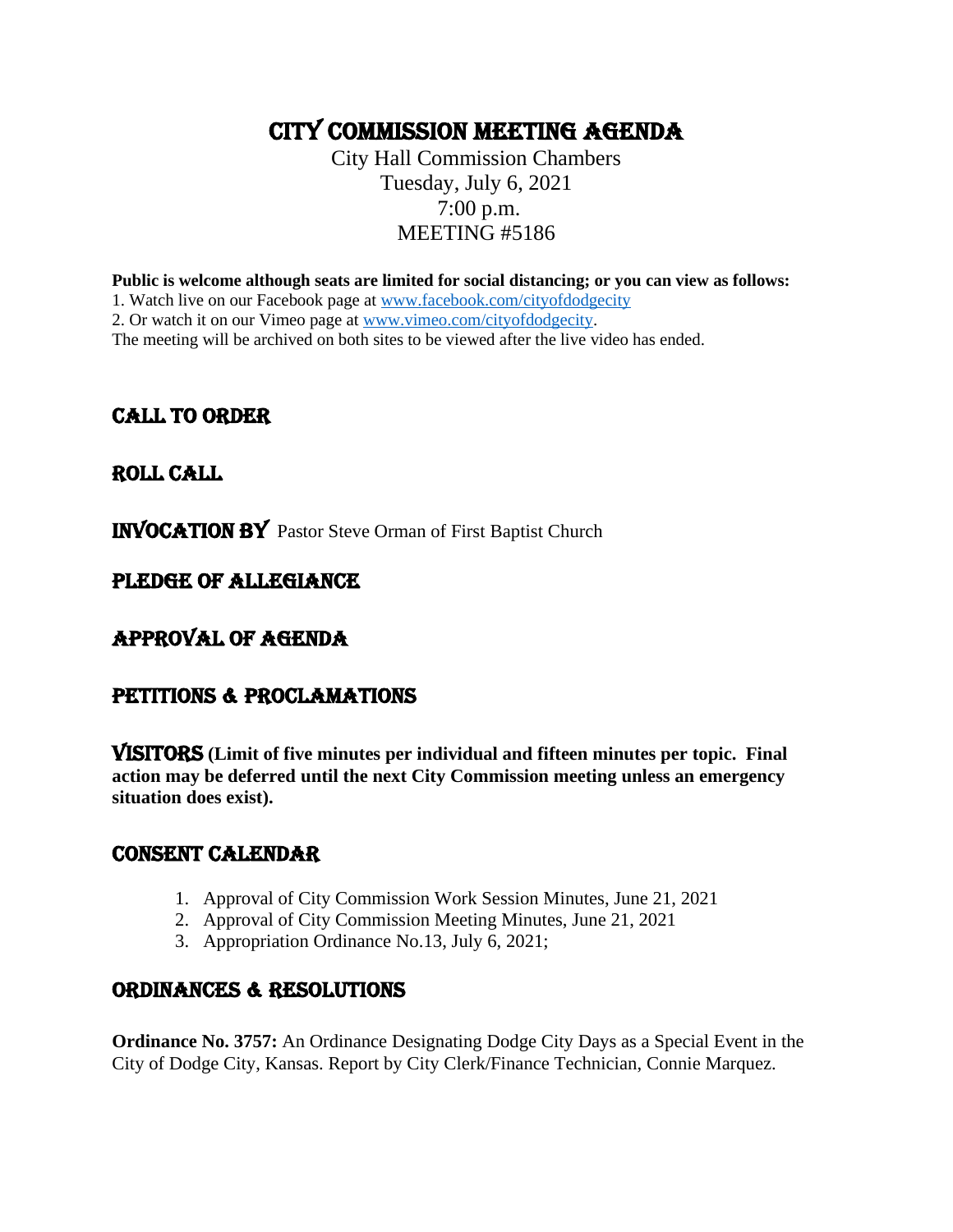# CITY COMMISSION MEETING AGENDA

City Hall Commission Chambers
Tuesday, July 6, 2021
7:00 p.m.
MEETING #5186

**Public is welcome although seats are limited for social distancing; or you can view as follows:**
1. Watch live on our Facebook page at www.facebook.com/cityofdodgecity
2. Or watch it on our Vimeo page at www.vimeo.com/cityofdodgecity.
The meeting will be archived on both sites to be viewed after the live video has ended.

## CALL TO ORDER

## ROLL CALL

## INVOCATION BY Pastor Steve Orman of First Baptist Church

## PLEDGE OF ALLEGIANCE

## APPROVAL OF AGENDA

## PETITIONS & PROCLAMATIONS

## VISITORS **(Limit of five minutes per individual and fifteen minutes per topic. Final action may be deferred until the next City Commission meeting unless an emergency situation does exist).**

## CONSENT CALENDAR

1. Approval of City Commission Work Session Minutes, June 21, 2021
2. Approval of City Commission Meeting Minutes, June 21, 2021
3. Appropriation Ordinance No.13, July 6, 2021;

## ORDINANCES & RESOLUTIONS

**Ordinance No. 3757:** An Ordinance Designating Dodge City Days as a Special Event in the City of Dodge City, Kansas. Report by City Clerk/Finance Technician, Connie Marquez.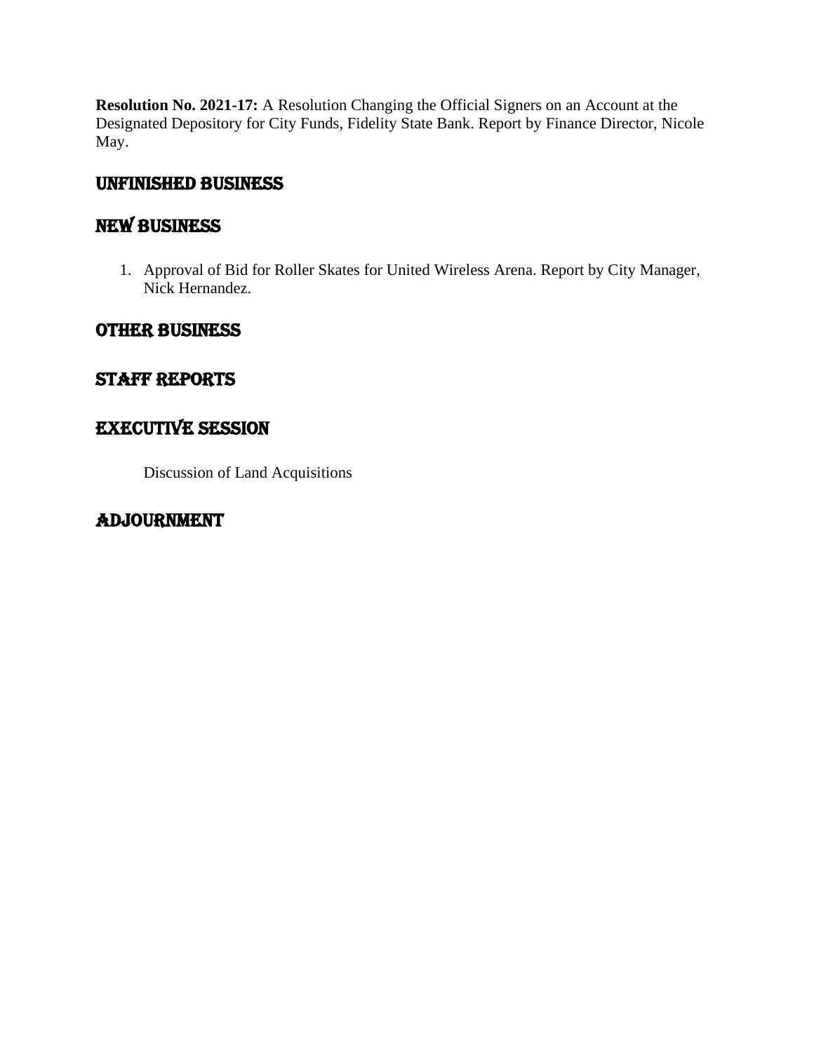**Resolution No. 2021-17:** A Resolution Changing the Official Signers on an Account at the Designated Depository for City Funds, Fidelity State Bank. Report by Finance Director, Nicole May.

## UNFINISHED BUSINESS

## NEW BUSINESS

1. Approval of Bid for Roller Skates for United Wireless Arena. Report by City Manager, Nick Hernandez.

## OTHER BUSINESS

## STAFF REPORTS

## EXECUTIVE SESSION

Discussion of Land Acquisitions

## ADJOURNMENT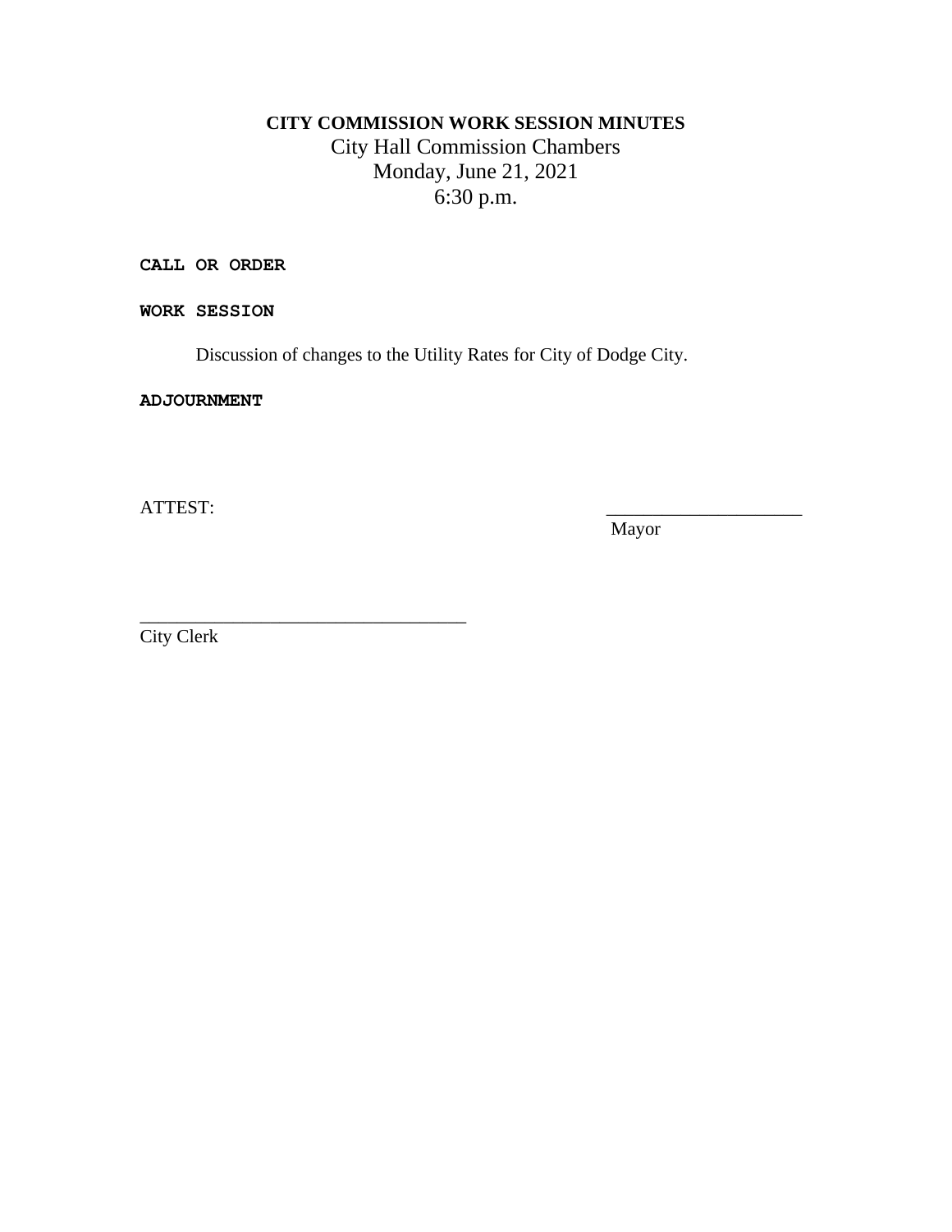**CITY COMMISSION WORK SESSION MINUTES**

City Hall Commission Chambers
Monday, June 21, 2021
6:30 p.m.

**CALL OR ORDER**

**WORK SESSION**

Discussion of changes to the Utility Rates for City of Dodge City.

**ADJOURNMENT**

ATTEST:

_____________________
Mayor

___________________________________
City Clerk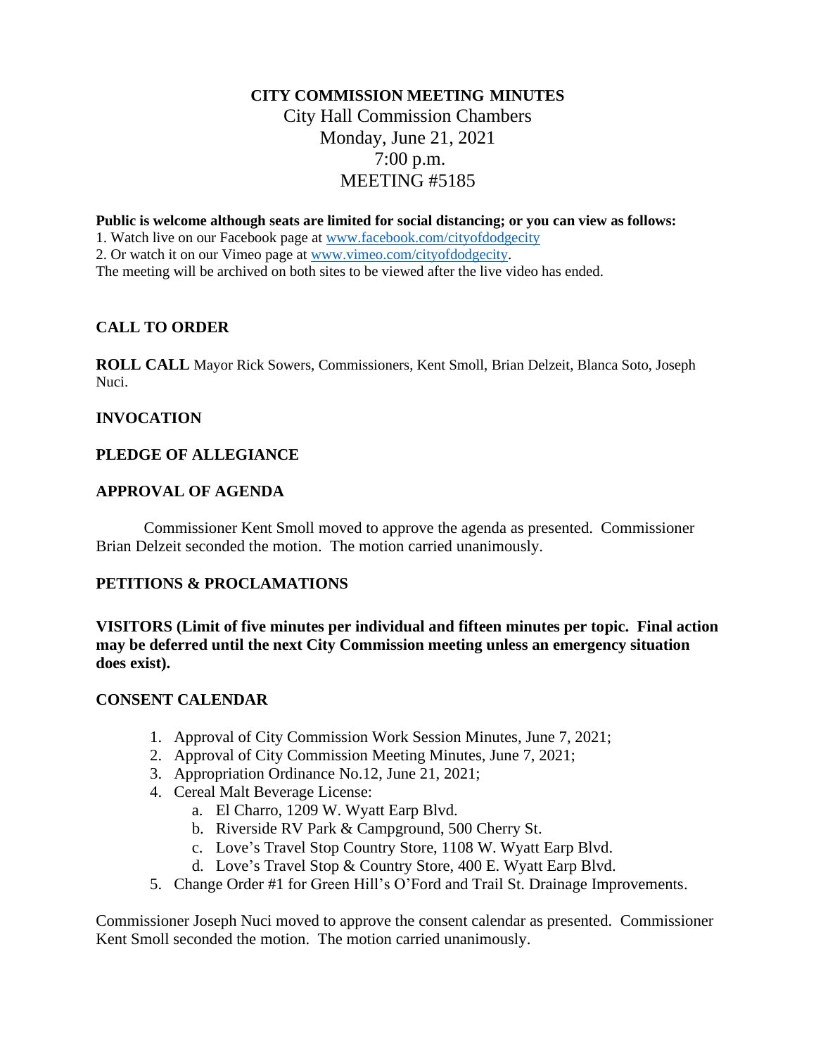# CITY COMMISSION MEETING MINUTES

City Hall Commission Chambers
Monday, June 21, 2021
7:00 p.m.
MEETING #5185

**Public is welcome although seats are limited for social distancing; or you can view as follows:**

1. Watch live on our Facebook page at www.facebook.com/cityofdodgecity
2. Or watch it on our Vimeo page at www.vimeo.com/cityofdodgecity.

The meeting will be archived on both sites to be viewed after the live video has ended.

## CALL TO ORDER

**ROLL CALL** Mayor Rick Sowers, Commissioners, Kent Smoll, Brian Delzeit, Blanca Soto, Joseph Nuci.

## INVOCATION

## PLEDGE OF ALLEGIANCE

## APPROVAL OF AGENDA

Commissioner Kent Smoll moved to approve the agenda as presented. Commissioner Brian Delzeit seconded the motion. The motion carried unanimously.

## PETITIONS & PROCLAMATIONS

## VISITORS (Limit of five minutes per individual and fifteen minutes per topic. Final action may be deferred until the next City Commission meeting unless an emergency situation does exist).

## CONSENT CALENDAR

1. Approval of City Commission Work Session Minutes, June 7, 2021;
2. Approval of City Commission Meeting Minutes, June 7, 2021;
3. Appropriation Ordinance No.12, June 21, 2021;
4. Cereal Malt Beverage License:
   a. El Charro, 1209 W. Wyatt Earp Blvd.
   b. Riverside RV Park & Campground, 500 Cherry St.
   c. Love's Travel Stop Country Store, 1108 W. Wyatt Earp Blvd.
   d. Love's Travel Stop & Country Store, 400 E. Wyatt Earp Blvd.
5. Change Order #1 for Green Hill's O'Ford and Trail St. Drainage Improvements.

Commissioner Joseph Nuci moved to approve the consent calendar as presented. Commissioner Kent Smoll seconded the motion. The motion carried unanimously.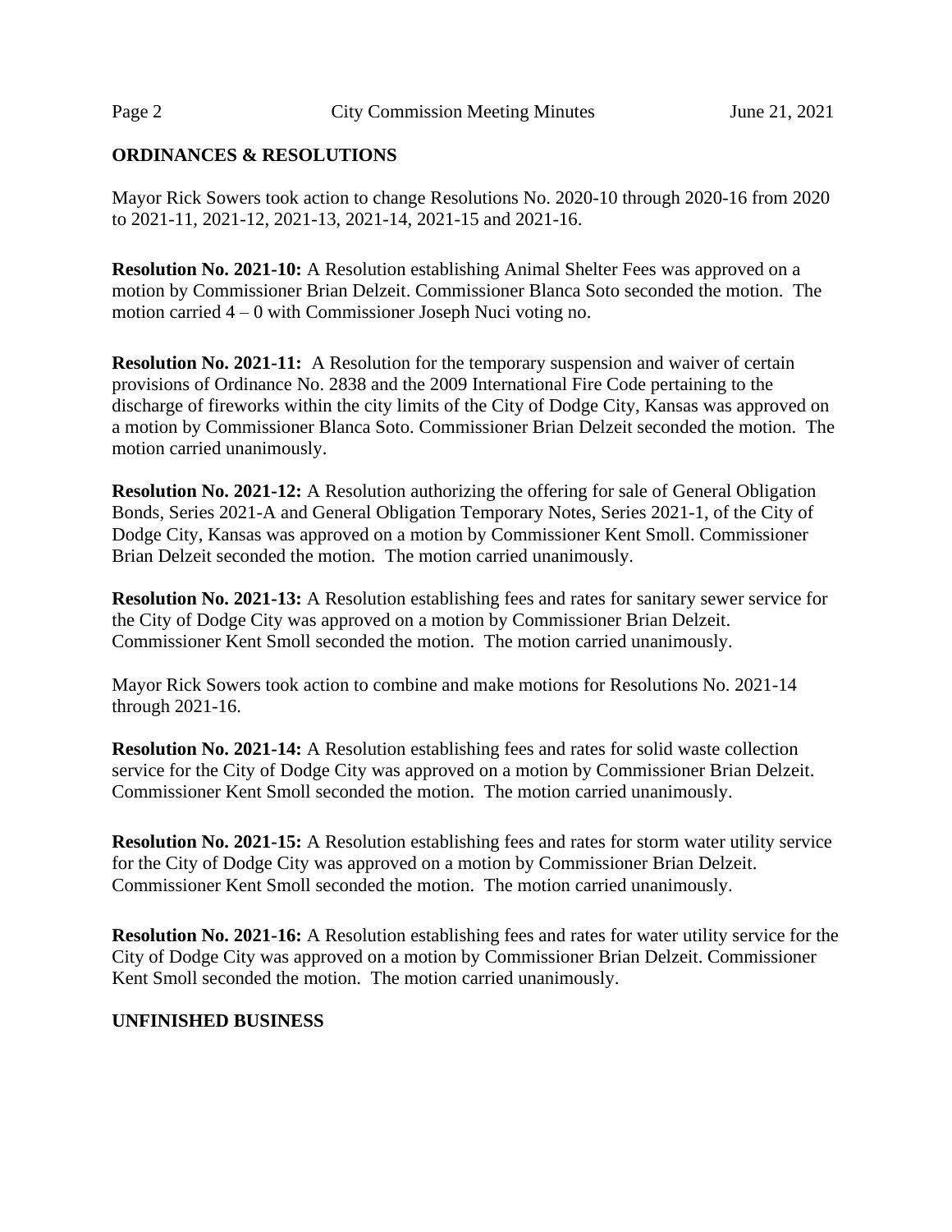## ORDINANCES & RESOLUTIONS

Mayor Rick Sowers took action to change Resolutions No. 2020-10 through 2020-16 from 2020 to 2021-11, 2021-12, 2021-13, 2021-14, 2021-15 and 2021-16.

**Resolution No. 2021-10:** A Resolution establishing Animal Shelter Fees was approved on a motion by Commissioner Brian Delzeit. Commissioner Blanca Soto seconded the motion. The motion carried 4 – 0 with Commissioner Joseph Nuci voting no.

**Resolution No. 2021-11:** A Resolution for the temporary suspension and waiver of certain provisions of Ordinance No. 2838 and the 2009 International Fire Code pertaining to the discharge of fireworks within the city limits of the City of Dodge City, Kansas was approved on a motion by Commissioner Blanca Soto. Commissioner Brian Delzeit seconded the motion. The motion carried unanimously.

**Resolution No. 2021-12:** A Resolution authorizing the offering for sale of General Obligation Bonds, Series 2021-A and General Obligation Temporary Notes, Series 2021-1, of the City of Dodge City, Kansas was approved on a motion by Commissioner Kent Smoll. Commissioner Brian Delzeit seconded the motion. The motion carried unanimously.

**Resolution No. 2021-13:** A Resolution establishing fees and rates for sanitary sewer service for the City of Dodge City was approved on a motion by Commissioner Brian Delzeit. Commissioner Kent Smoll seconded the motion. The motion carried unanimously.

Mayor Rick Sowers took action to combine and make motions for Resolutions No. 2021-14 through 2021-16.

**Resolution No. 2021-14:** A Resolution establishing fees and rates for solid waste collection service for the City of Dodge City was approved on a motion by Commissioner Brian Delzeit. Commissioner Kent Smoll seconded the motion. The motion carried unanimously.

**Resolution No. 2021-15:** A Resolution establishing fees and rates for storm water utility service for the City of Dodge City was approved on a motion by Commissioner Brian Delzeit. Commissioner Kent Smoll seconded the motion. The motion carried unanimously.

**Resolution No. 2021-16:** A Resolution establishing fees and rates for water utility service for the City of Dodge City was approved on a motion by Commissioner Brian Delzeit. Commissioner Kent Smoll seconded the motion. The motion carried unanimously.

## UNFINISHED BUSINESS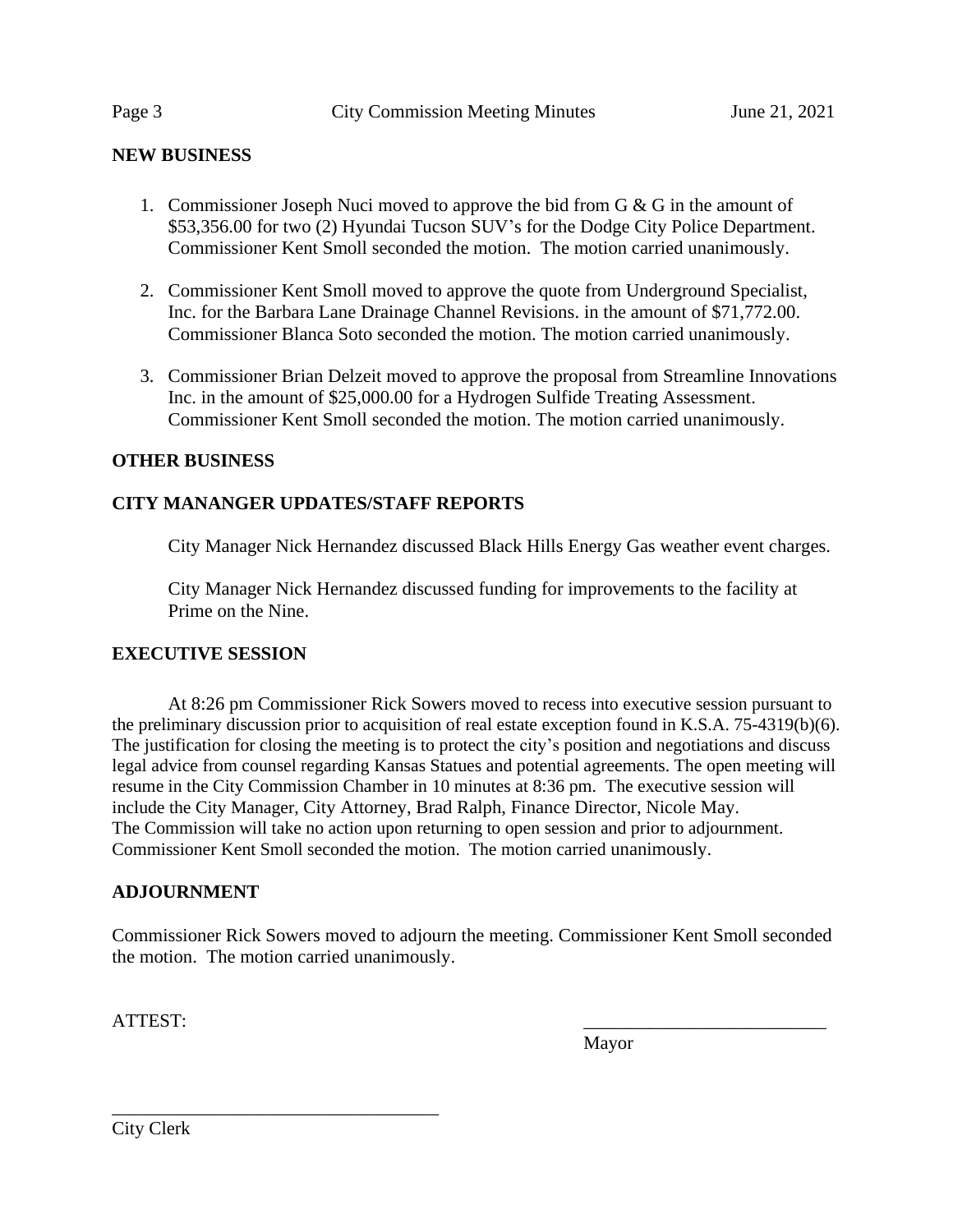## NEW BUSINESS

1. Commissioner Joseph Nuci moved to approve the bid from G & G in the amount of $53,356.00 for two (2) Hyundai Tucson SUV's for the Dodge City Police Department. Commissioner Kent Smoll seconded the motion. The motion carried unanimously.

2. Commissioner Kent Smoll moved to approve the quote from Underground Specialist, Inc. for the Barbara Lane Drainage Channel Revisions. in the amount of $71,772.00. Commissioner Blanca Soto seconded the motion. The motion carried unanimously.

3. Commissioner Brian Delzeit moved to approve the proposal from Streamline Innovations Inc. in the amount of $25,000.00 for a Hydrogen Sulfide Treating Assessment. Commissioner Kent Smoll seconded the motion. The motion carried unanimously.

## OTHER BUSINESS

## CITY MANANGER UPDATES/STAFF REPORTS

City Manager Nick Hernandez discussed Black Hills Energy Gas weather event charges.

City Manager Nick Hernandez discussed funding for improvements to the facility at Prime on the Nine.

## EXECUTIVE SESSION

At 8:26 pm Commissioner Rick Sowers moved to recess into executive session pursuant to the preliminary discussion prior to acquisition of real estate exception found in K.S.A. 75-4319(b)(6). The justification for closing the meeting is to protect the city's position and negotiations and discuss legal advice from counsel regarding Kansas Statues and potential agreements. The open meeting will resume in the City Commission Chamber in 10 minutes at 8:36 pm. The executive session will include the City Manager, City Attorney, Brad Ralph, Finance Director, Nicole May. The Commission will take no action upon returning to open session and prior to adjournment. Commissioner Kent Smoll seconded the motion. The motion carried unanimously.

## ADJOURNMENT

Commissioner Rick Sowers moved to adjourn the meeting. Commissioner Kent Smoll seconded the motion. The motion carried unanimously.

ATTEST:

___________________________
Mayor

___________________________________
City Clerk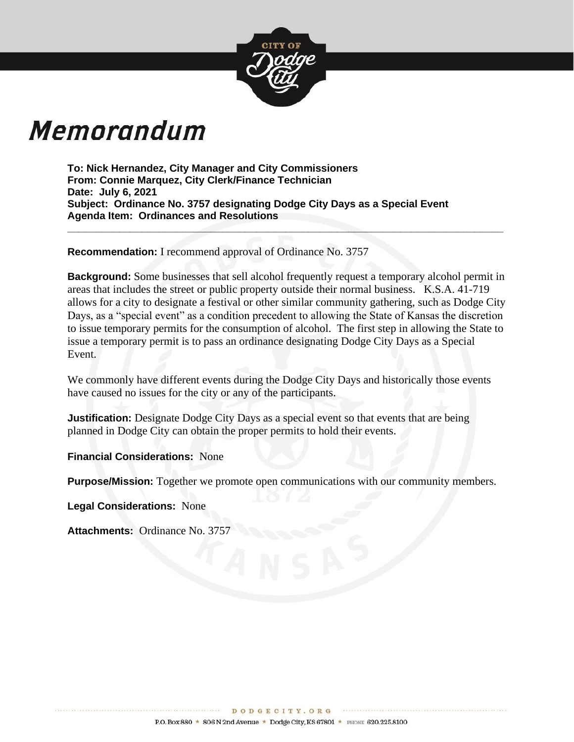# Memorandum

**To: Nick Hernandez, City Manager and City Commissioners**
**From: Connie Marquez, City Clerk/Finance Technician**
**Date: July 6, 2021**
**Subject: Ordinance No. 3757 designating Dodge City Days as a Special Event**
**Agenda Item: Ordinances and Resolutions**

---

**Recommendation:** I recommend approval of Ordinance No. 3757

**Background:** Some businesses that sell alcohol frequently request a temporary alcohol permit in areas that includes the street or public property outside their normal business. K.S.A. 41-719 allows for a city to designate a festival or other similar community gathering, such as Dodge City Days, as a "special event" as a condition precedent to allowing the State of Kansas the discretion to issue temporary permits for the consumption of alcohol. The first step in allowing the State to issue a temporary permit is to pass an ordinance designating Dodge City Days as a Special Event.

We commonly have different events during the Dodge City Days and historically those events have caused no issues for the city or any of the participants.

**Justification:** Designate Dodge City Days as a special event so that events that are being planned in Dodge City can obtain the proper permits to hold their events.

**Financial Considerations:** None

**Purpose/Mission:** Together we promote open communications with our community members.

**Legal Considerations:** None

**Attachments:** Ordinance No. 3757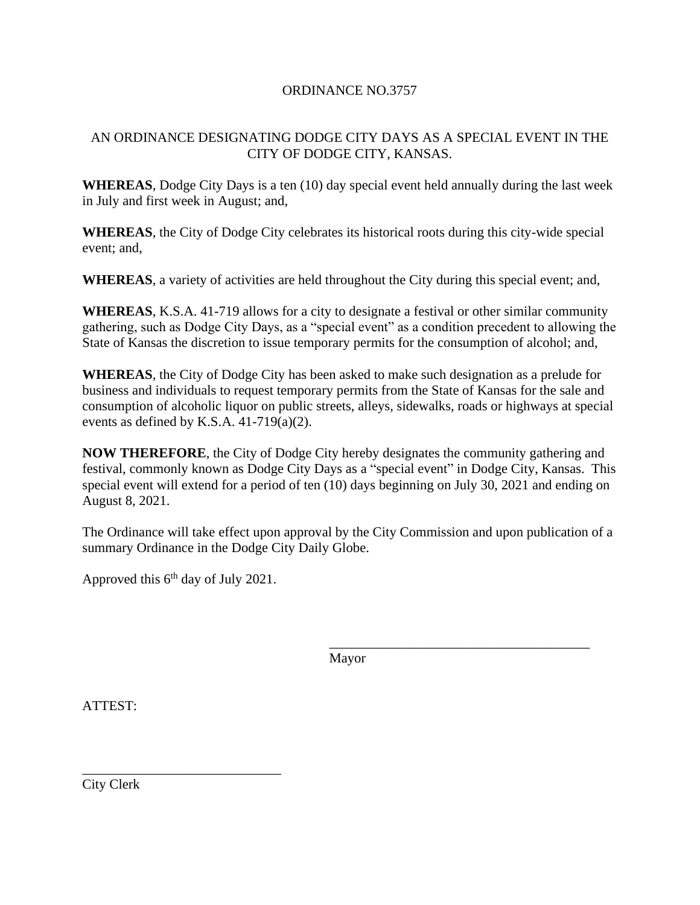ORDINANCE NO.3757

AN ORDINANCE DESIGNATING DODGE CITY DAYS AS A SPECIAL EVENT IN THE CITY OF DODGE CITY, KANSAS.

**WHEREAS**, Dodge City Days is a ten (10) day special event held annually during the last week in July and first week in August; and,

**WHEREAS**, the City of Dodge City celebrates its historical roots during this city-wide special event; and,

**WHEREAS**, a variety of activities are held throughout the City during this special event; and,

**WHEREAS**, K.S.A. 41-719 allows for a city to designate a festival or other similar community gathering, such as Dodge City Days, as a "special event" as a condition precedent to allowing the State of Kansas the discretion to issue temporary permits for the consumption of alcohol; and,

**WHEREAS**, the City of Dodge City has been asked to make such designation as a prelude for business and individuals to request temporary permits from the State of Kansas for the sale and consumption of alcoholic liquor on public streets, alleys, sidewalks, roads or highways at special events as defined by K.S.A. 41-719(a)(2).

**NOW THEREFORE**, the City of Dodge City hereby designates the community gathering and festival, commonly known as Dodge City Days as a "special event" in Dodge City, Kansas. This special event will extend for a period of ten (10) days beginning on July 30, 2021 and ending on August 8, 2021.

The Ordinance will take effect upon approval by the City Commission and upon publication of a summary Ordinance in the Dodge City Daily Globe.

Approved this 6th day of July 2021.

\_\_\_\_\_\_\_\_\_\_\_\_\_\_\_\_\_\_\_\_\_\_\_\_\_\_\_\_\_\_\_\_\_\_\_\_\_\_

Mayor

ATTEST:

\_\_\_\_\_\_\_\_\_\_\_\_\_\_\_\_\_\_\_\_\_\_\_\_\_\_\_\_\_\_

City Clerk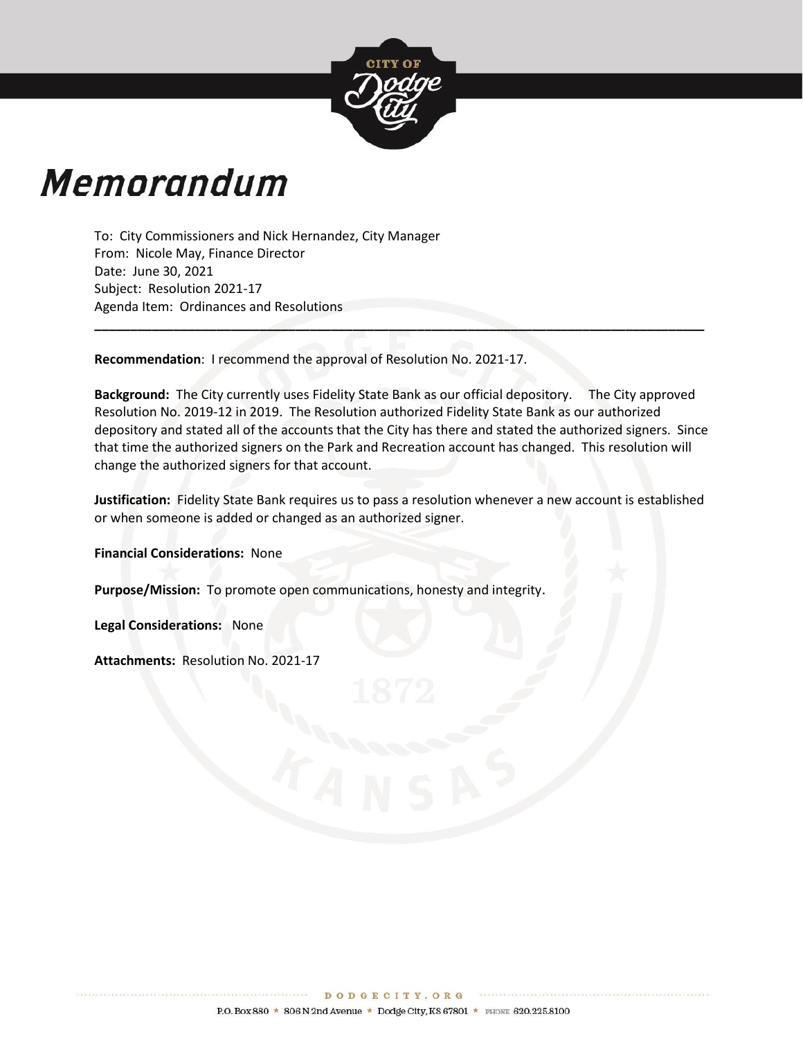# Memorandum

To: City Commissioners and Nick Hernandez, City Manager
From: Nicole May, Finance Director
Date: June 30, 2021
Subject: Resolution 2021-17
Agenda Item: Ordinances and Resolutions

---

**Recommendation**: I recommend the approval of Resolution No. 2021-17.

**Background:** The City currently uses Fidelity State Bank as our official depository. The City approved Resolution No. 2019-12 in 2019. The Resolution authorized Fidelity State Bank as our authorized depository and stated all of the accounts that the City has there and stated the authorized signers. Since that time the authorized signers on the Park and Recreation account has changed. This resolution will change the authorized signers for that account.

**Justification:** Fidelity State Bank requires us to pass a resolution whenever a new account is established or when someone is added or changed as an authorized signer.

**Financial Considerations:** None

**Purpose/Mission:** To promote open communications, honesty and integrity.

**Legal Considerations:** None

**Attachments:** Resolution No. 2021-17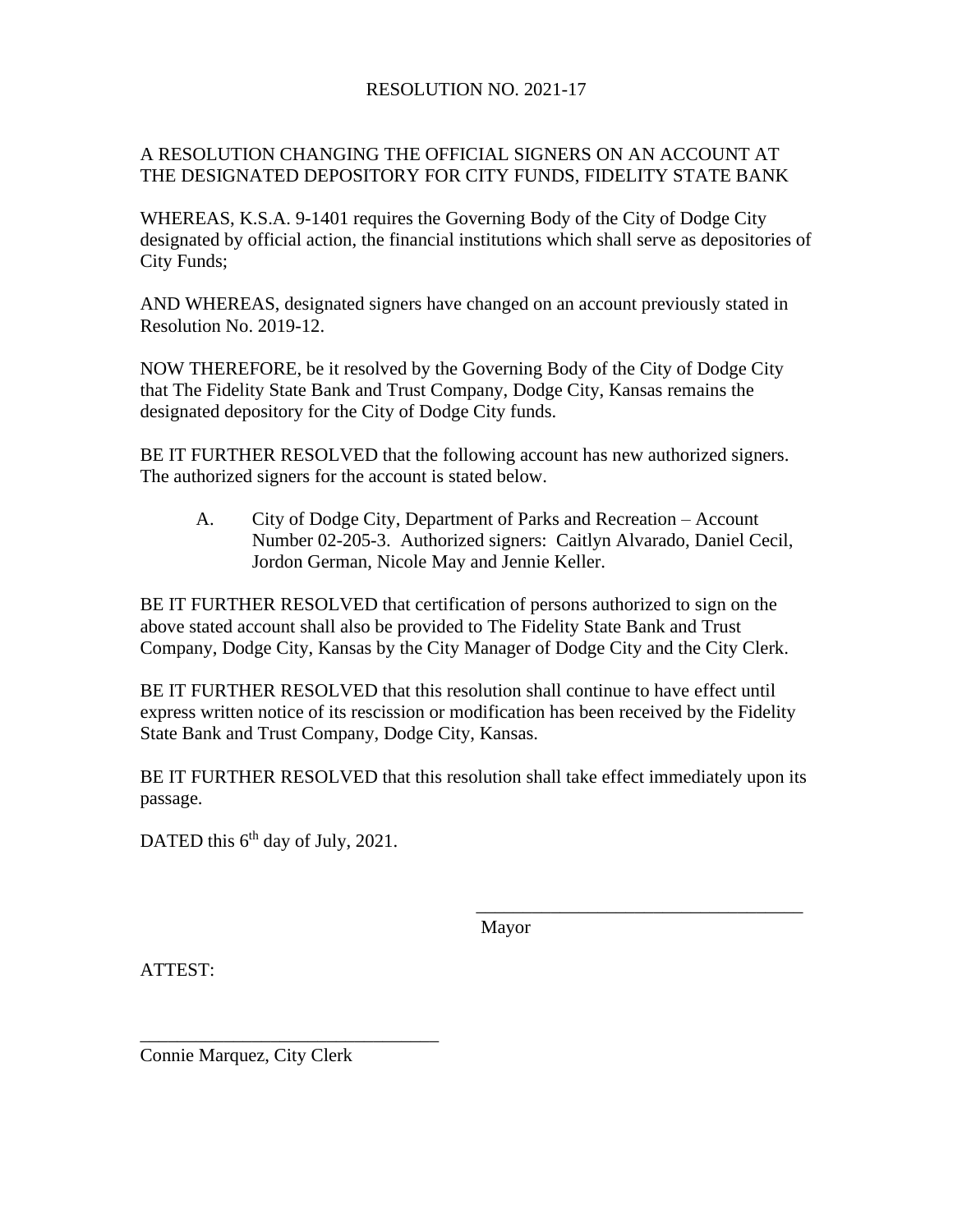RESOLUTION NO. 2021-17

A RESOLUTION CHANGING THE OFFICIAL SIGNERS ON AN ACCOUNT AT THE DESIGNATED DEPOSITORY FOR CITY FUNDS, FIDELITY STATE BANK

WHEREAS, K.S.A. 9-1401 requires the Governing Body of the City of Dodge City designated by official action, the financial institutions which shall serve as depositories of City Funds;

AND WHEREAS, designated signers have changed on an account previously stated in Resolution No. 2019-12.

NOW THEREFORE, be it resolved by the Governing Body of the City of Dodge City that The Fidelity State Bank and Trust Company, Dodge City, Kansas remains the designated depository for the City of Dodge City funds.

BE IT FURTHER RESOLVED that the following account has new authorized signers. The authorized signers for the account is stated below.

A. City of Dodge City, Department of Parks and Recreation – Account Number 02-205-3. Authorized signers: Caitlyn Alvarado, Daniel Cecil, Jordon German, Nicole May and Jennie Keller.

BE IT FURTHER RESOLVED that certification of persons authorized to sign on the above stated account shall also be provided to The Fidelity State Bank and Trust Company, Dodge City, Kansas by the City Manager of Dodge City and the City Clerk.

BE IT FURTHER RESOLVED that this resolution shall continue to have effect until express written notice of its rescission or modification has been received by the Fidelity State Bank and Trust Company, Dodge City, Kansas.

BE IT FURTHER RESOLVED that this resolution shall take effect immediately upon its passage.

DATED this 6th day of July, 2021.

\_\_\_\_\_\_\_\_\_\_\_\_\_\_\_\_\_\_\_\_\_\_\_\_\_\_\_\_\_\_\_\_\_\_\_

Mayor

ATTEST:

\_\_\_\_\_\_\_\_\_\_\_\_\_\_\_\_\_\_\_\_\_\_\_\_\_\_\_\_\_\_\_\_

Connie Marquez, City Clerk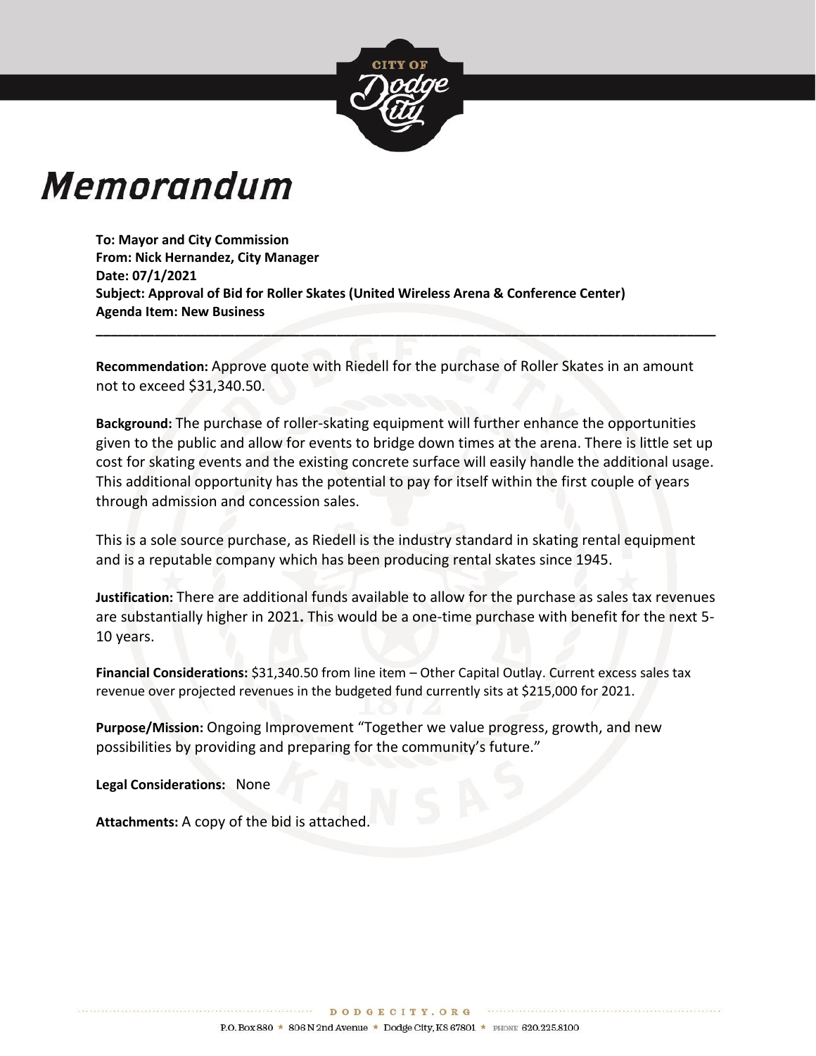# Memorandum

**To: Mayor and City Commission**
**From: Nick Hernandez, City Manager**
**Date: 07/1/2021**
**Subject: Approval of Bid for Roller Skates (United Wireless Arena & Conference Center)**
**Agenda Item: New Business**

---

**Recommendation:** Approve quote with Riedell for the purchase of Roller Skates in an amount not to exceed $31,340.50.

**Background:** The purchase of roller-skating equipment will further enhance the opportunities given to the public and allow for events to bridge down times at the arena. There is little set up cost for skating events and the existing concrete surface will easily handle the additional usage. This additional opportunity has the potential to pay for itself within the first couple of years through admission and concession sales.

This is a sole source purchase, as Riedell is the industry standard in skating rental equipment and is a reputable company which has been producing rental skates since 1945.

**Justification:** There are additional funds available to allow for the purchase as sales tax revenues are substantially higher in 2021**.** This would be a one-time purchase with benefit for the next 5-10 years.

**Financial Considerations:** $31,340.50 from line item – Other Capital Outlay. Current excess sales tax revenue over projected revenues in the budgeted fund currently sits at $215,000 for 2021.

**Purpose/Mission:** Ongoing Improvement "Together we value progress, growth, and new possibilities by providing and preparing for the community's future."

**Legal Considerations:** None

**Attachments:** A copy of the bid is attached.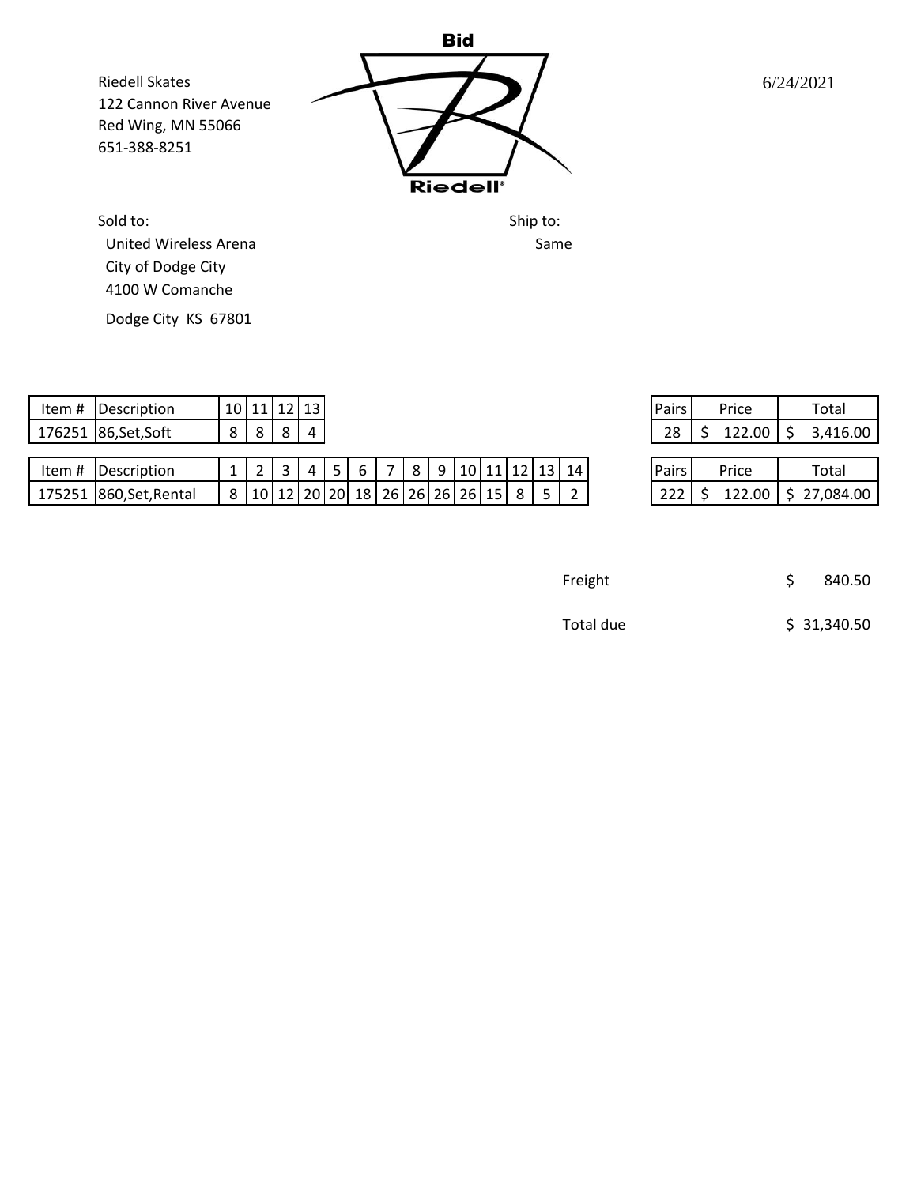# Bid

Riedell Skates
122 Cannon River Avenue
Red Wing, MN 55066
651-388-8251

Riedell

6/24/2021

Sold to:
United Wireless Arena
City of Dodge City
4100 W Comanche
Dodge City KS 67801

Ship to:
Same

| Item # | Description | 10 | 11 | 12 | 13 | Pairs | Price | Total |
|---|---|---|---|---|---|---|---|---|
| 176251 | 86,Set,Soft | 8 | 8 | 8 | 4 | 28 | $ 122.00 | $ 3,416.00 |

| Item # | Description | 1 | 2 | 3 | 4 | 5 | 6 | 7 | 8 | 9 | 10 | 11 | 12 | 13 | 14 | Pairs | Price | Total |
|---|---|---|---|---|---|---|---|---|---|---|---|---|---|---|---|---|---|---|
| 175251 | 860,Set,Rental | 8 | 10 | 12 | 20 | 20 | 18 | 26 | 26 | 26 | 26 | 15 | 8 | 5 | 2 | 222 | $ 122.00 | $ 27,084.00 |

| | |
|---|---|
| Freight | $ 840.50 |
| Total due | $ 31,340.50 |